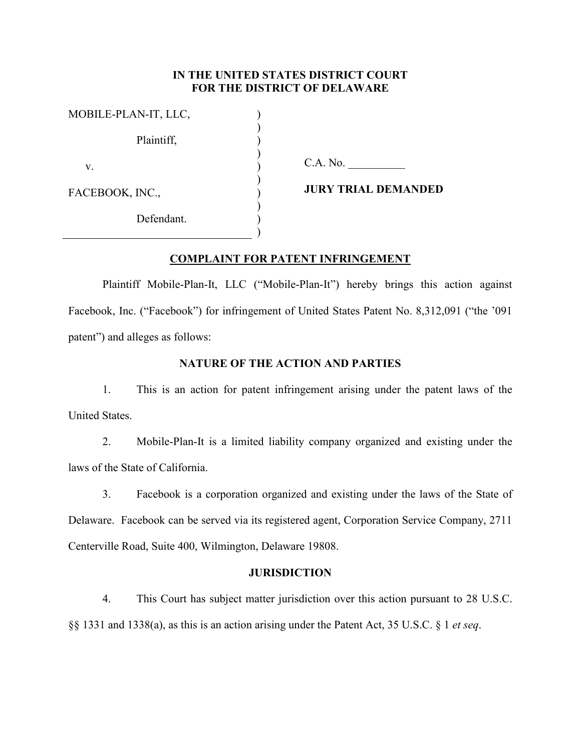**IN THE UNITED STATES DISTRICT COURT**
**FOR THE DISTRICT OF DELAWARE**

| | |
|---|---|
| MOBILE-PLAN-IT, LLC, | |
| Plaintiff, | |
| v. | C.A. No. __________ |
| FACEBOOK, INC., | **JURY TRIAL DEMANDED** |
| Defendant. | |

## COMPLAINT FOR PATENT INFRINGEMENT

Plaintiff Mobile-Plan-It, LLC ("Mobile-Plan-It") hereby brings this action against Facebook, Inc. ("Facebook") for infringement of United States Patent No. 8,312,091 ("the '091 patent") and alleges as follows:

### NATURE OF THE ACTION AND PARTIES

1. This is an action for patent infringement arising under the patent laws of the United States.

2. Mobile-Plan-It is a limited liability company organized and existing under the laws of the State of California.

3. Facebook is a corporation organized and existing under the laws of the State of Delaware. Facebook can be served via its registered agent, Corporation Service Company, 2711 Centerville Road, Suite 400, Wilmington, Delaware 19808.

### JURISDICTION

4. This Court has subject matter jurisdiction over this action pursuant to 28 U.S.C. §§ 1331 and 1338(a), as this is an action arising under the Patent Act, 35 U.S.C. § 1 *et seq*.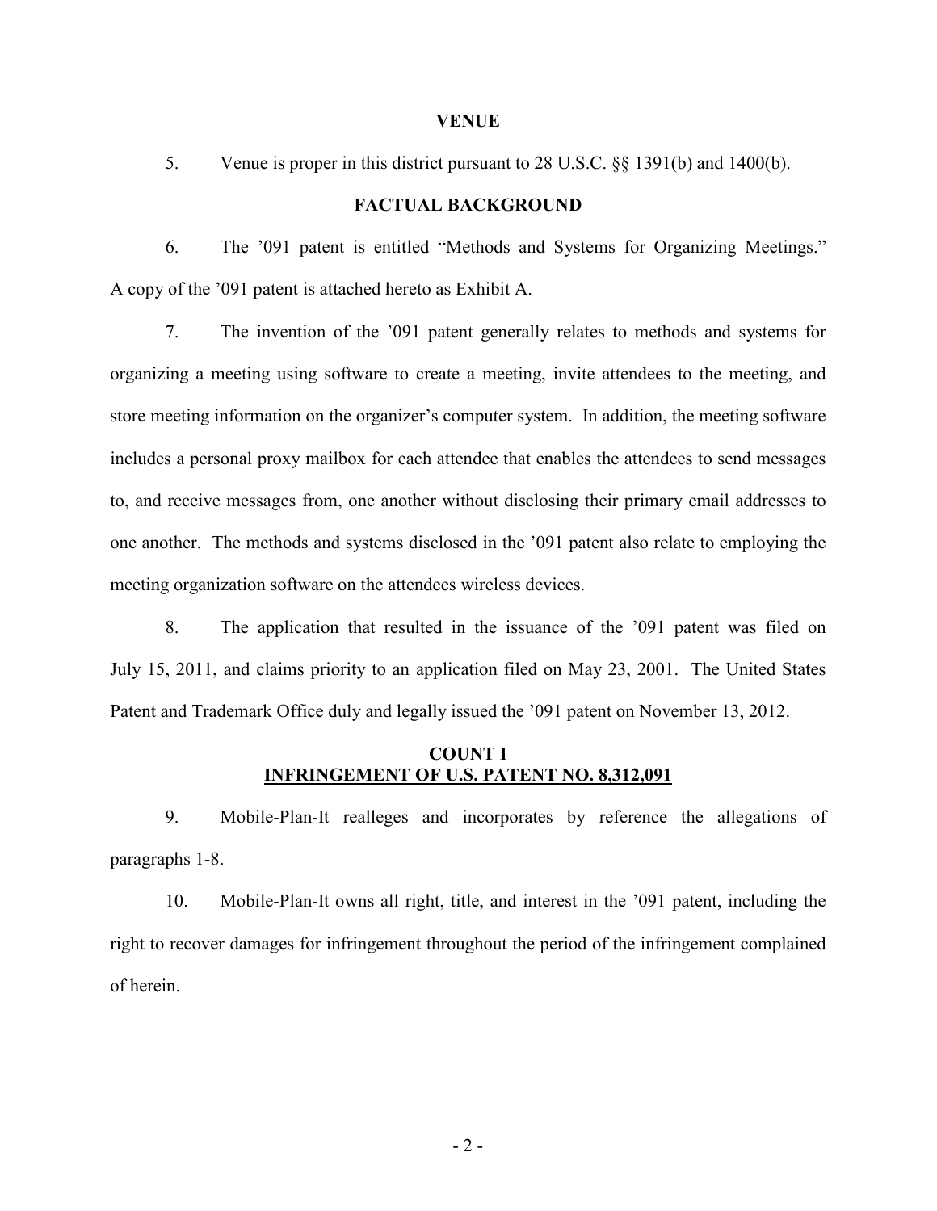## VENUE

5. Venue is proper in this district pursuant to 28 U.S.C. §§ 1391(b) and 1400(b).

## FACTUAL BACKGROUND

6. The ’091 patent is entitled “Methods and Systems for Organizing Meetings.” A copy of the ’091 patent is attached hereto as Exhibit A.

7. The invention of the ’091 patent generally relates to methods and systems for organizing a meeting using software to create a meeting, invite attendees to the meeting, and store meeting information on the organizer’s computer system. In addition, the meeting software includes a personal proxy mailbox for each attendee that enables the attendees to send messages to, and receive messages from, one another without disclosing their primary email addresses to one another. The methods and systems disclosed in the ’091 patent also relate to employing the meeting organization software on the attendees wireless devices.

8. The application that resulted in the issuance of the ’091 patent was filed on July 15, 2011, and claims priority to an application filed on May 23, 2001. The United States Patent and Trademark Office duly and legally issued the ’091 patent on November 13, 2012.

## COUNT I
## INFRINGEMENT OF U.S. PATENT NO. 8,312,091

9. Mobile-Plan-It realleges and incorporates by reference the allegations of paragraphs 1-8.

10. Mobile-Plan-It owns all right, title, and interest in the ’091 patent, including the right to recover damages for infringement throughout the period of the infringement complained of herein.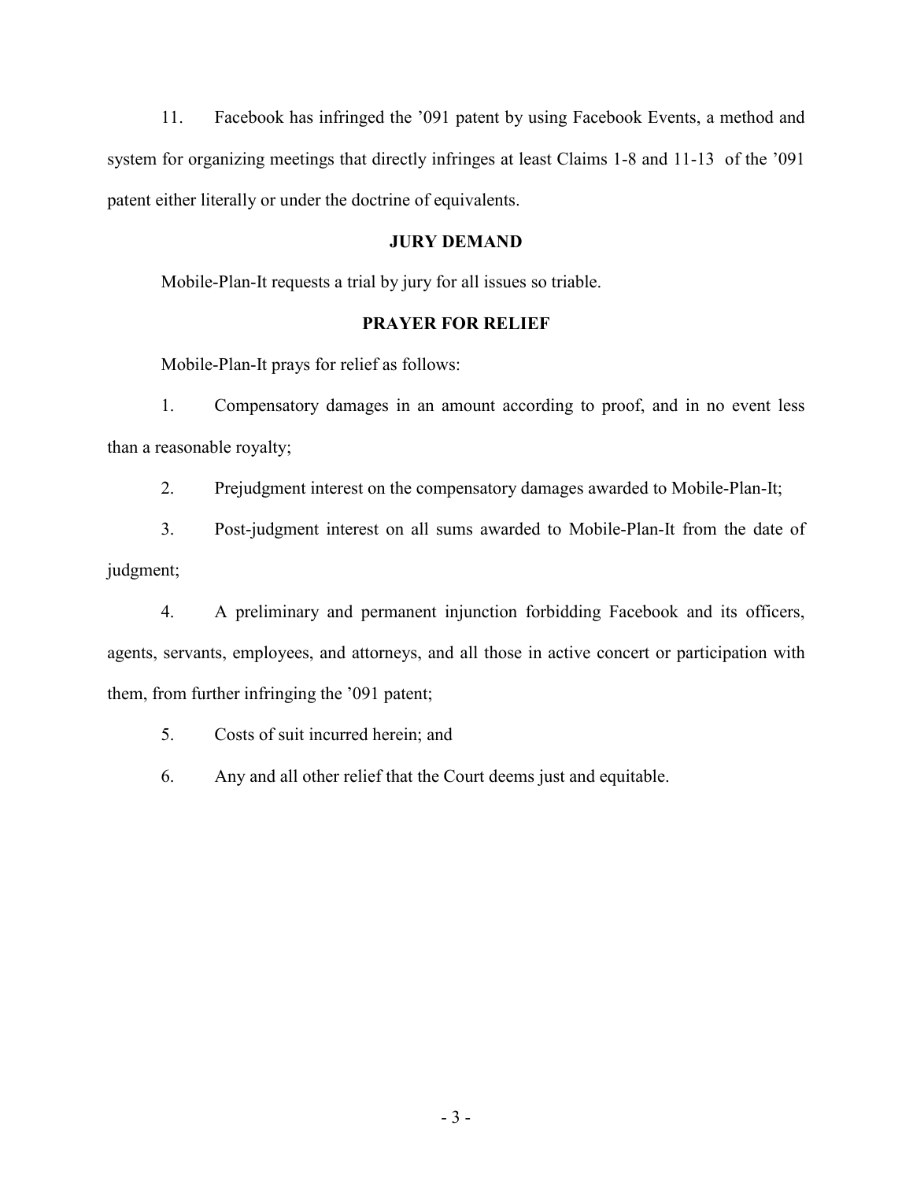11. Facebook has infringed the ’091 patent by using Facebook Events, a method and system for organizing meetings that directly infringes at least Claims 1-8 and 11-13 of the ’091 patent either literally or under the doctrine of equivalents.

## JURY DEMAND

Mobile-Plan-It requests a trial by jury for all issues so triable.

## PRAYER FOR RELIEF

Mobile-Plan-It prays for relief as follows:

1. Compensatory damages in an amount according to proof, and in no event less than a reasonable royalty;

2. Prejudgment interest on the compensatory damages awarded to Mobile-Plan-It;

3. Post-judgment interest on all sums awarded to Mobile-Plan-It from the date of judgment;

4. A preliminary and permanent injunction forbidding Facebook and its officers, agents, servants, employees, and attorneys, and all those in active concert or participation with them, from further infringing the ’091 patent;

5. Costs of suit incurred herein; and

6. Any and all other relief that the Court deems just and equitable.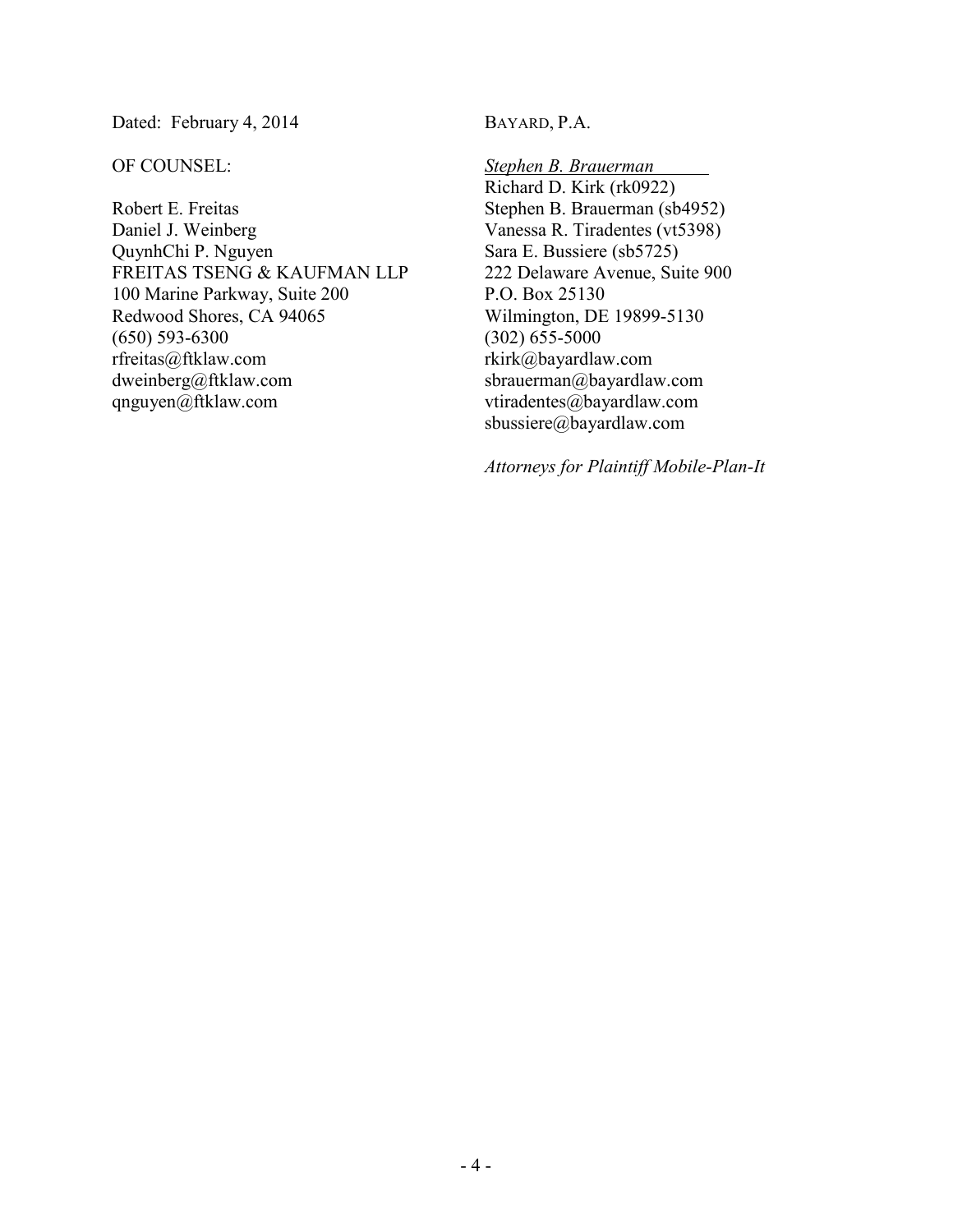Dated: February 4, 2014

OF COUNSEL:

Robert E. Freitas
Daniel J. Weinberg
QuynhChi P. Nguyen
FREITAS TSENG & KAUFMAN LLP
100 Marine Parkway, Suite 200
Redwood Shores, CA 94065
(650) 593-6300
rfreitas@ftklaw.com
dweinberg@ftklaw.com
qnguyen@ftklaw.com

BAYARD, P.A.

*Stephen B. Brauerman*
Richard D. Kirk (rk0922)
Stephen B. Brauerman (sb4952)
Vanessa R. Tiradentes (vt5398)
Sara E. Bussiere (sb5725)
222 Delaware Avenue, Suite 900
P.O. Box 25130
Wilmington, DE 19899-5130
(302) 655-5000
rkirk@bayardlaw.com
sbrauerman@bayardlaw.com
vtiradentes@bayardlaw.com
sbussiere@bayardlaw.com

*Attorneys for Plaintiff Mobile-Plan-It*